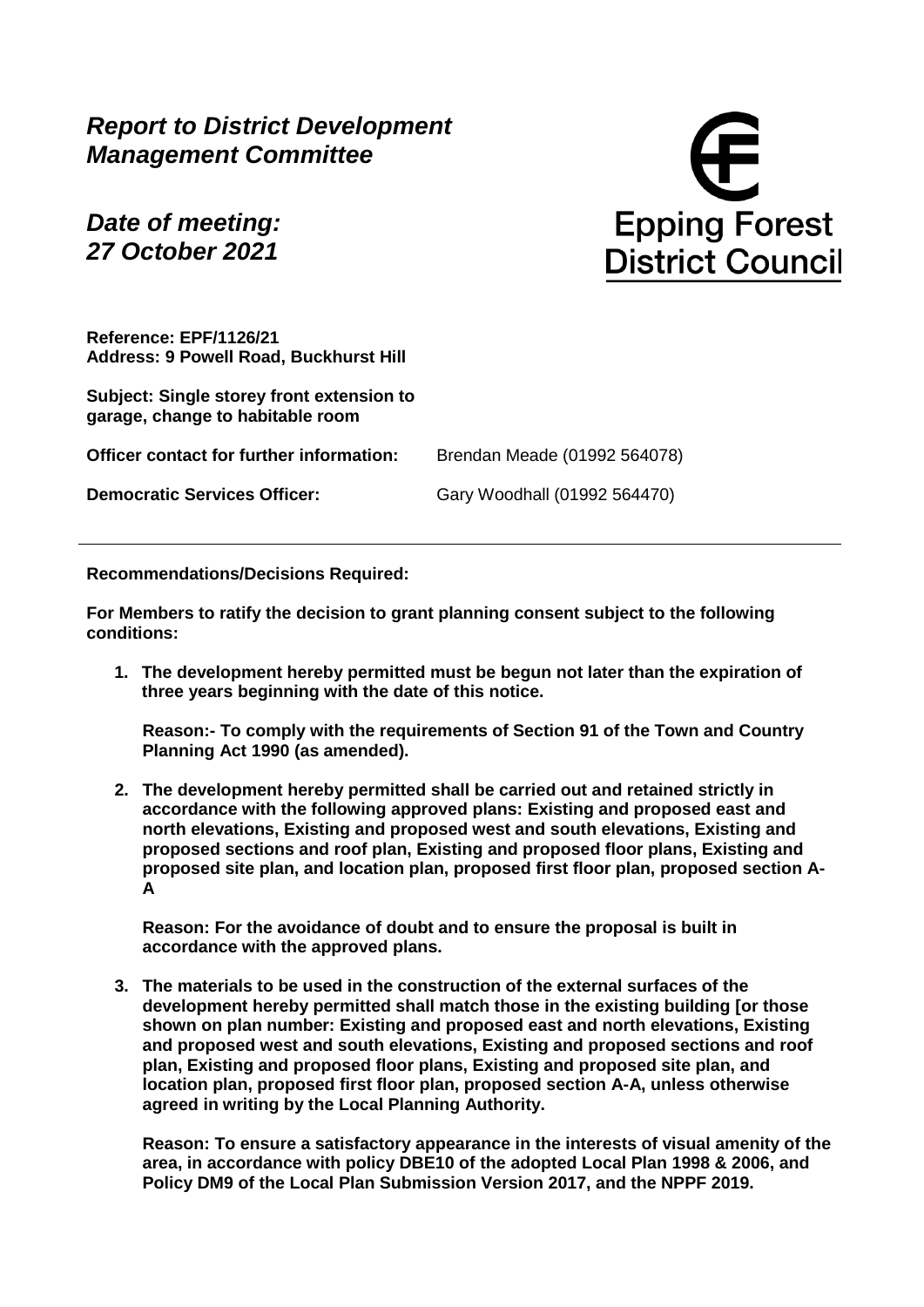# *Report to District Development Management Committee*

## *Date of meeting: 27 October 2021*

Epping Forest District Council

**Reference: EPF/1126/21**
**Address: 9 Powell Road, Buckhurst Hill**

**Subject: Single storey front extension to garage, change to habitable room**

| | |
|---|---|
| **Officer contact for further information:** | Brendan Meade (01992 564078) |
| **Democratic Services Officer:** | Gary Woodhall (01992 564470) |

---

**Recommendations/Decisions Required:**

**For Members to ratify the decision to grant planning consent subject to the following conditions:**

1. **The development hereby permitted must be begun not later than the expiration of three years beginning with the date of this notice.**

   **Reason:- To comply with the requirements of Section 91 of the Town and Country Planning Act 1990 (as amended).**

2. **The development hereby permitted shall be carried out and retained strictly in accordance with the following approved plans: Existing and proposed east and north elevations, Existing and proposed west and south elevations, Existing and proposed sections and roof plan, Existing and proposed floor plans, Existing and proposed site plan, and location plan, proposed first floor plan, proposed section A-A**

   **Reason: For the avoidance of doubt and to ensure the proposal is built in accordance with the approved plans.**

3. **The materials to be used in the construction of the external surfaces of the development hereby permitted shall match those in the existing building [or those shown on plan number: Existing and proposed east and north elevations, Existing and proposed west and south elevations, Existing and proposed sections and roof plan, Existing and proposed floor plans, Existing and proposed site plan, and location plan, proposed first floor plan, proposed section A-A, unless otherwise agreed in writing by the Local Planning Authority.**

   **Reason: To ensure a satisfactory appearance in the interests of visual amenity of the area, in accordance with policy DBE10 of the adopted Local Plan 1998 & 2006, and Policy DM9 of the Local Plan Submission Version 2017, and the NPPF 2019.**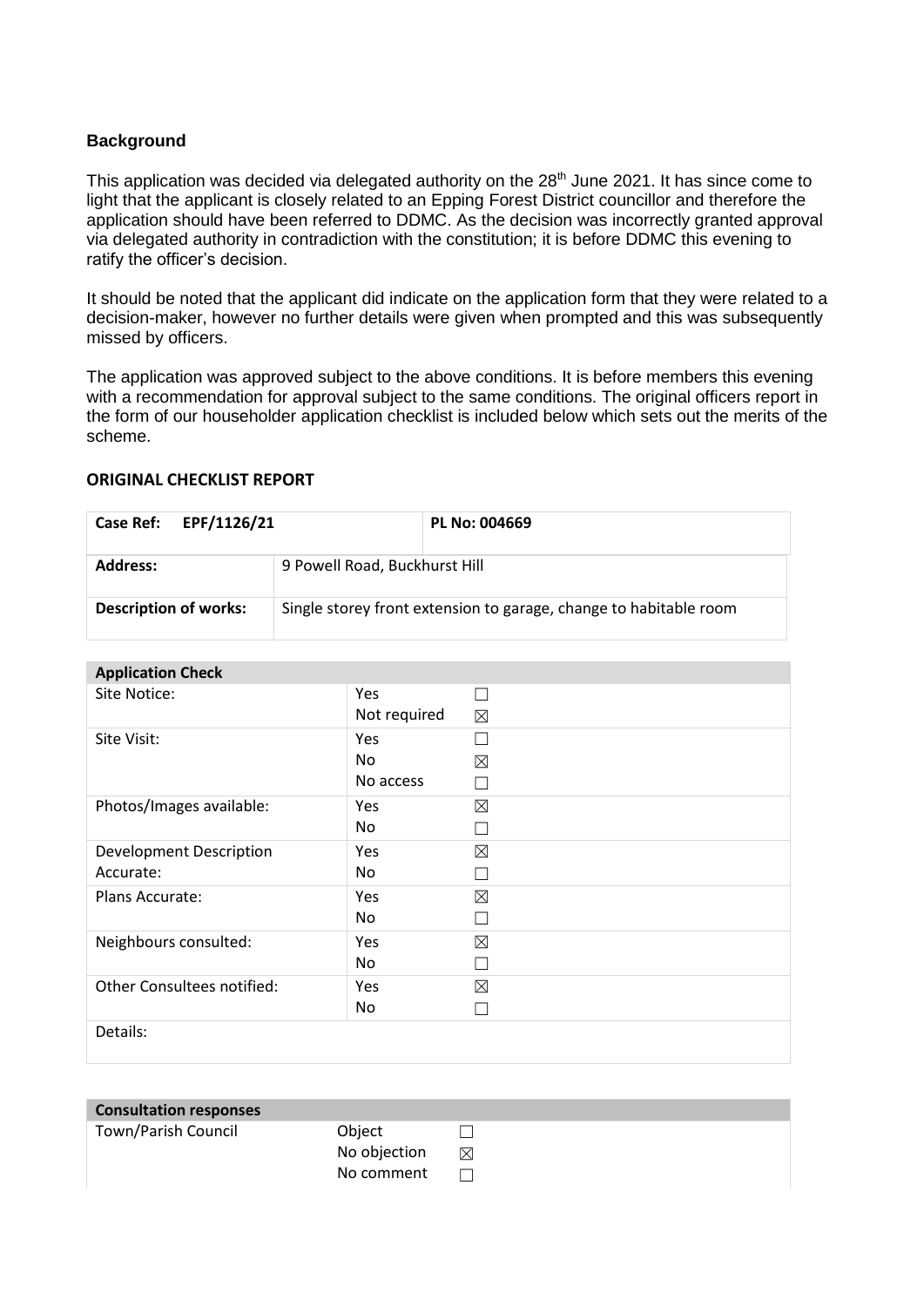### Background

This application was decided via delegated authority on the 28th June 2021. It has since come to light that the applicant is closely related to an Epping Forest District councillor and therefore the application should have been referred to DDMC. As the decision was incorrectly granted approval via delegated authority in contradiction with the constitution; it is before DDMC this evening to ratify the officer's decision.

It should be noted that the applicant did indicate on the application form that they were related to a decision-maker, however no further details were given when prompted and this was subsequently missed by officers.

The application was approved subject to the above conditions. It is before members this evening with a recommendation for approval subject to the same conditions. The original officers report in the form of our householder application checklist is included below which sets out the merits of the scheme.

**ORIGINAL CHECKLIST REPORT**

| **Case Ref:** EPF/1126/21 | | **PL No: 004669** |
|---|---|---|
| **Address:** | 9 Powell Road, Buckhurst Hill | |
| **Description of works:** | Single storey front extension to garage, change to habitable room | |

| **Application Check** | | |
|---|---|---|
| Site Notice: | Yes | ☐ |
| | Not required | ☒ |
| Site Visit: | Yes | ☐ |
| | No | ☒ |
| | No access | ☐ |
| Photos/Images available: | Yes | ☒ |
| | No | ☐ |
| Development Description Accurate: | Yes | ☒ |
| | No | ☐ |
| Plans Accurate: | Yes | ☒ |
| | No | ☐ |
| Neighbours consulted: | Yes | ☒ |
| | No | ☐ |
| Other Consultees notified: | Yes | ☒ |
| | No | ☐ |
| Details: | | |

| **Consultation responses** | | |
|---|---|---|
| Town/Parish Council | Object | ☐ |
| | No objection | ☒ |
| | No comment | ☐ |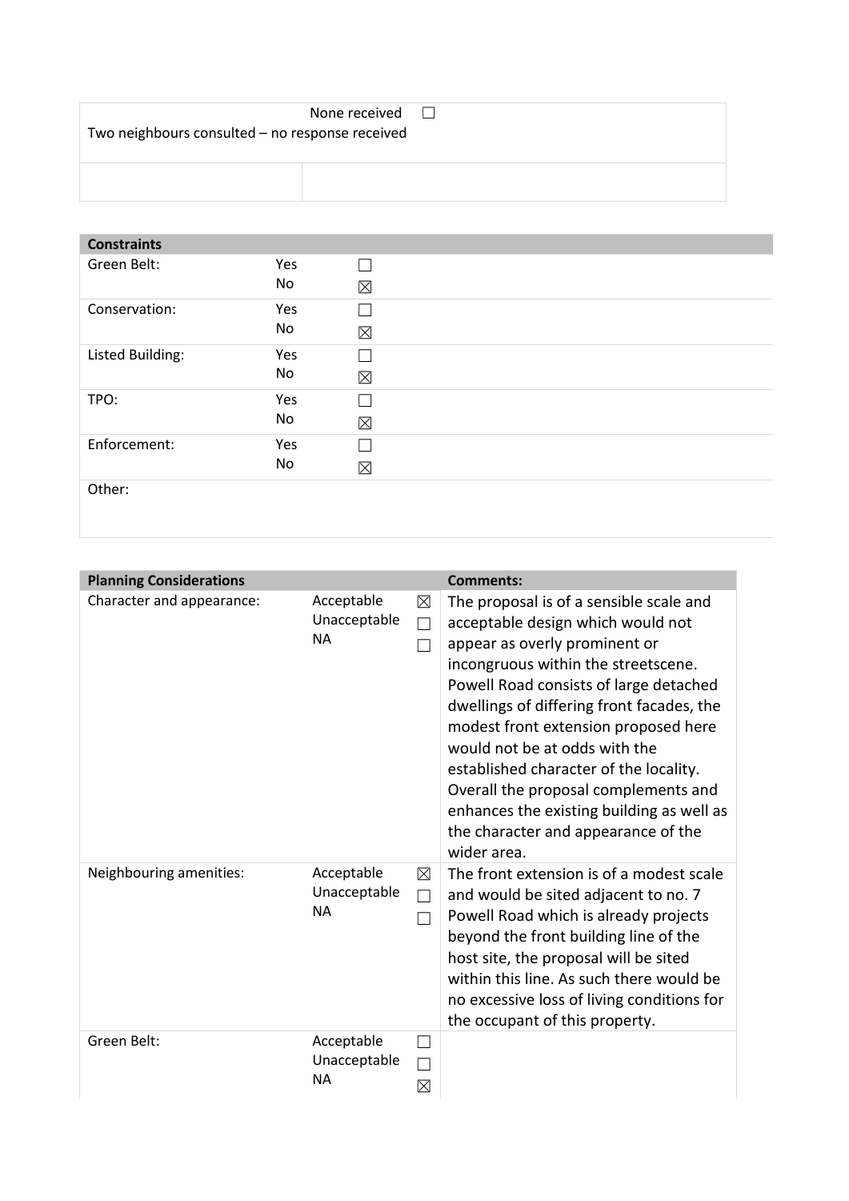| None received ☐ |  |
|---|---|
| Two neighbours consulted – no response received |  |
|  |  |

| Constraints |  |  |
|---|---|---|
| Green Belt: | Yes<br>No | ☐<br>☒ |
| Conservation: | Yes<br>No | ☐<br>☒ |
| Listed Building: | Yes<br>No | ☐<br>☒ |
| TPO: | Yes<br>No | ☐<br>☒ |
| Enforcement: | Yes<br>No | ☐<br>☒ |
| Other: |  |  |

| Planning Considerations |  |  | Comments: |
|---|---|---|---|
| Character and appearance: | Acceptable<br>Unacceptable<br>NA | ☒<br>☐<br>☐ | The proposal is of a sensible scale and acceptable design which would not appear as overly prominent or incongruous within the streetscene. Powell Road consists of large detached dwellings of differing front facades, the modest front extension proposed here would not be at odds with the established character of the locality. Overall the proposal complements and enhances the existing building as well as the character and appearance of the wider area. |
| Neighbouring amenities: | Acceptable<br>Unacceptable<br>NA | ☒<br>☐<br>☐ | The front extension is of a modest scale and would be sited adjacent to no. 7 Powell Road which is already projects beyond the front building line of the host site, the proposal will be sited within this line. As such there would be no excessive loss of living conditions for the occupant of this property. |
| Green Belt: | Acceptable<br>Unacceptable<br>NA | ☐<br>☐<br>☒ |  |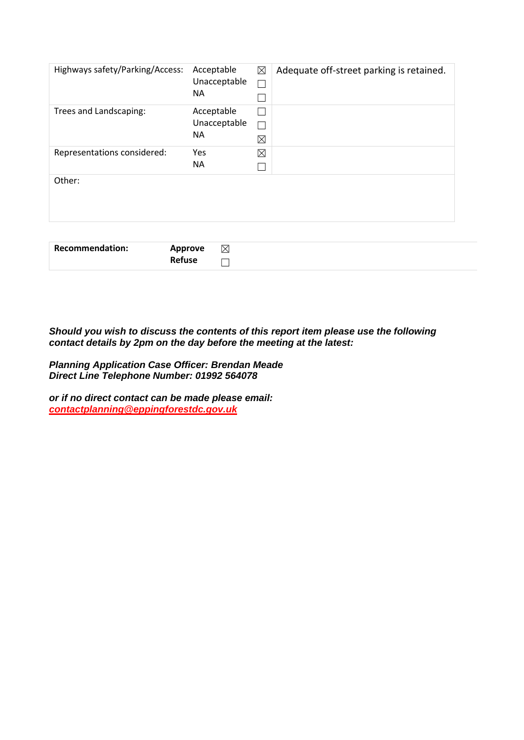| | | | |
|---|---|---|---|
| Highways safety/Parking/Access: | Acceptable<br>Unacceptable<br>NA | ☒<br>☐<br>☐ | Adequate off-street parking is retained. |
| Trees and Landscaping: | Acceptable<br>Unacceptable<br>NA | ☐<br>☐<br>☒ | |
| Representations considered: | Yes<br>NA | ☒<br>☐ | |
| Other: | | | |

| | | |
|---|---|---|
| **Recommendation:** | **Approve**<br>**Refuse** | ☒<br>☐ |

***Should you wish to discuss the contents of this report item please use the following contact details by 2pm on the day before the meeting at the latest:***

***Planning Application Case Officer: Brendan Meade***
***Direct Line Telephone Number: 01992 564078***

***or if no direct contact can be made please email:***
***contactplanning@eppingforestdc.gov.uk***